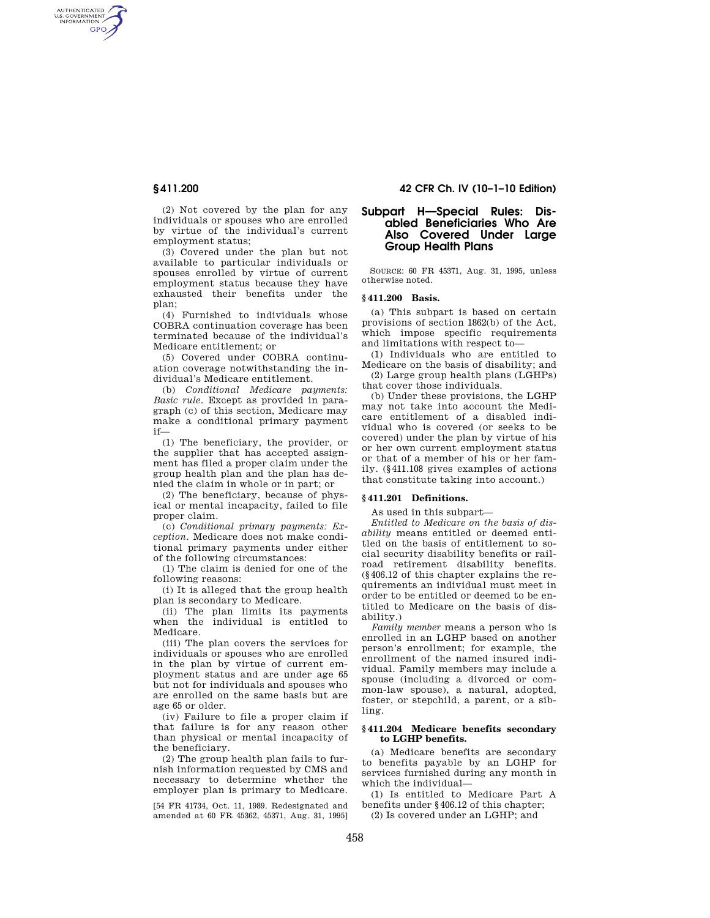(2) Not covered by the plan for any individuals or spouses who are enrolled by virtue of the individual's current employment status;

(3) Covered under the plan but not available to particular individuals or spouses enrolled by virtue of current employment status because they have exhausted their benefits under the plan;

(4) Furnished to individuals whose COBRA continuation coverage has been terminated because of the individual's Medicare entitlement; or

(5) Covered under COBRA continuation coverage notwithstanding the individual's Medicare entitlement.

(b) *Conditional Medicare payments: Basic rule.* Except as provided in paragraph (c) of this section, Medicare may make a conditional primary payment if—

(1) The beneficiary, the provider, or the supplier that has accepted assignment has filed a proper claim under the group health plan and the plan has denied the claim in whole or in part; or

(2) The beneficiary, because of physical or mental incapacity, failed to file proper claim.

(c) *Conditional primary payments: Exception.* Medicare does not make conditional primary payments under either of the following circumstances:

(1) The claim is denied for one of the following reasons:

(i) It is alleged that the group health plan is secondary to Medicare.

(ii) The plan limits its payments when the individual is entitled to Medicare.

(iii) The plan covers the services for individuals or spouses who are enrolled in the plan by virtue of current employment status and are under age 65 but not for individuals and spouses who are enrolled on the same basis but are age 65 or older.

(iv) Failure to file a proper claim if that failure is for any reason other than physical or mental incapacity of the beneficiary.

(2) The group health plan fails to furnish information requested by CMS and necessary to determine whether the employer plan is primary to Medicare.

[54 FR 41734, Oct. 11, 1989. Redesignated and amended at 60 FR 45362, 45371, Aug. 31, 1995]

## Subpart H—Special Rules: Disabled Beneficiaries Who Are Also Covered Under Large Group Health Plans

SOURCE: 60 FR 45371, Aug. 31, 1995, unless otherwise noted.

### § 411.200 Basis.

(a) This subpart is based on certain provisions of section 1862(b) of the Act, which impose specific requirements and limitations with respect to—

(1) Individuals who are entitled to Medicare on the basis of disability; and

(2) Large group health plans (LGHPs) that cover those individuals.

(b) Under these provisions, the LGHP may not take into account the Medicare entitlement of a disabled individual who is covered (or seeks to be covered) under the plan by virtue of his or her own current employment status or that of a member of his or her family. (§ 411.108 gives examples of actions that constitute taking into account.)

### § 411.201 Definitions.

As used in this subpart—

*Entitled to Medicare on the basis of disability* means entitled or deemed entitled on the basis of entitlement to social security disability benefits or railroad retirement disability benefits. (§ 406.12 of this chapter explains the requirements an individual must meet in order to be entitled or deemed to be entitled to Medicare on the basis of disability.)

*Family member* means a person who is enrolled in an LGHP based on another person's enrollment; for example, the enrollment of the named insured individual. Family members may include a spouse (including a divorced or common-law spouse), a natural, adopted, foster, or stepchild, a parent, or a sibling.

### § 411.204 Medicare benefits secondary to LGHP benefits.

(a) Medicare benefits are secondary to benefits payable by an LGHP for services furnished during any month in which the individual—

(1) Is entitled to Medicare Part A benefits under § 406.12 of this chapter;

(2) Is covered under an LGHP; and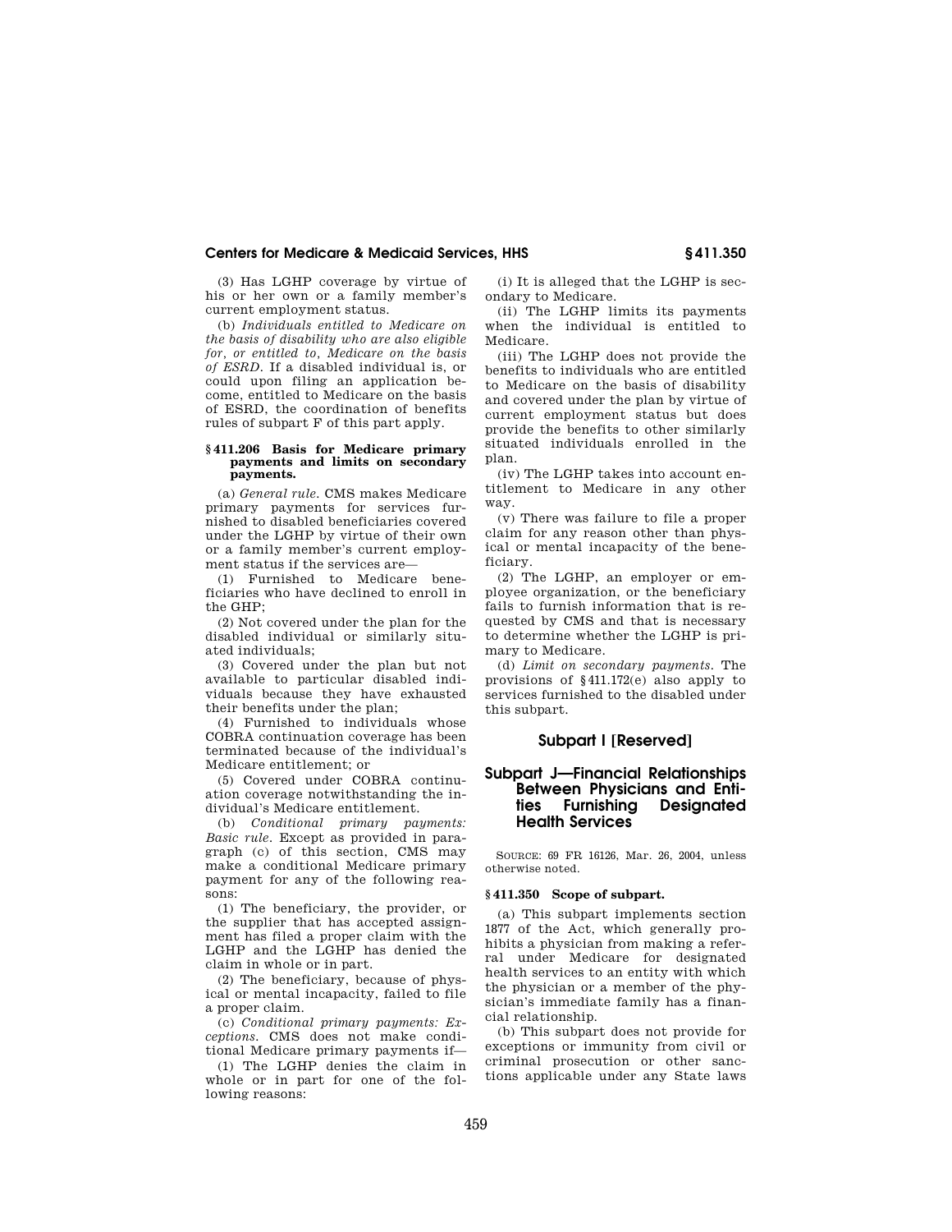(3) Has LGHP coverage by virtue of his or her own or a family member's current employment status.

(b) *Individuals entitled to Medicare on the basis of disability who are also eligible for, or entitled to, Medicare on the basis of ESRD.* If a disabled individual is, or could upon filing an application become, entitled to Medicare on the basis of ESRD, the coordination of benefits rules of subpart F of this part apply.

### § 411.206 Basis for Medicare primary payments and limits on secondary payments.

(a) *General rule.* CMS makes Medicare primary payments for services furnished to disabled beneficiaries covered under the LGHP by virtue of their own or a family member's current employment status if the services are—

(1) Furnished to Medicare beneficiaries who have declined to enroll in the GHP;

(2) Not covered under the plan for the disabled individual or similarly situated individuals;

(3) Covered under the plan but not available to particular disabled individuals because they have exhausted their benefits under the plan;

(4) Furnished to individuals whose COBRA continuation coverage has been terminated because of the individual's Medicare entitlement; or

(5) Covered under COBRA continuation coverage notwithstanding the individual's Medicare entitlement.

(b) *Conditional primary payments: Basic rule.* Except as provided in paragraph (c) of this section, CMS may make a conditional Medicare primary payment for any of the following reasons:

(1) The beneficiary, the provider, or the supplier that has accepted assignment has filed a proper claim with the LGHP and the LGHP has denied the claim in whole or in part.

(2) The beneficiary, because of physical or mental incapacity, failed to file a proper claim.

(c) *Conditional primary payments: Exceptions.* CMS does not make conditional Medicare primary payments if—

(1) The LGHP denies the claim in whole or in part for one of the following reasons:

(i) It is alleged that the LGHP is secondary to Medicare.

(ii) The LGHP limits its payments when the individual is entitled to Medicare.

(iii) The LGHP does not provide the benefits to individuals who are entitled to Medicare on the basis of disability and covered under the plan by virtue of current employment status but does provide the benefits to other similarly situated individuals enrolled in the plan.

(iv) The LGHP takes into account entitlement to Medicare in any other way.

(v) There was failure to file a proper claim for any reason other than physical or mental incapacity of the beneficiary.

(2) The LGHP, an employer or employee organization, or the beneficiary fails to furnish information that is requested by CMS and that is necessary to determine whether the LGHP is primary to Medicare.

(d) *Limit on secondary payments.* The provisions of §411.172(e) also apply to services furnished to the disabled under this subpart.

## Subpart I [Reserved]

## Subpart J—Financial Relationships Between Physicians and Entities Furnishing Designated Health Services

SOURCE: 69 FR 16126, Mar. 26, 2004, unless otherwise noted.

### § 411.350 Scope of subpart.

(a) This subpart implements section 1877 of the Act, which generally prohibits a physician from making a referral under Medicare for designated health services to an entity with which the physician or a member of the physician's immediate family has a financial relationship.

(b) This subpart does not provide for exceptions or immunity from civil or criminal prosecution or other sanctions applicable under any State laws